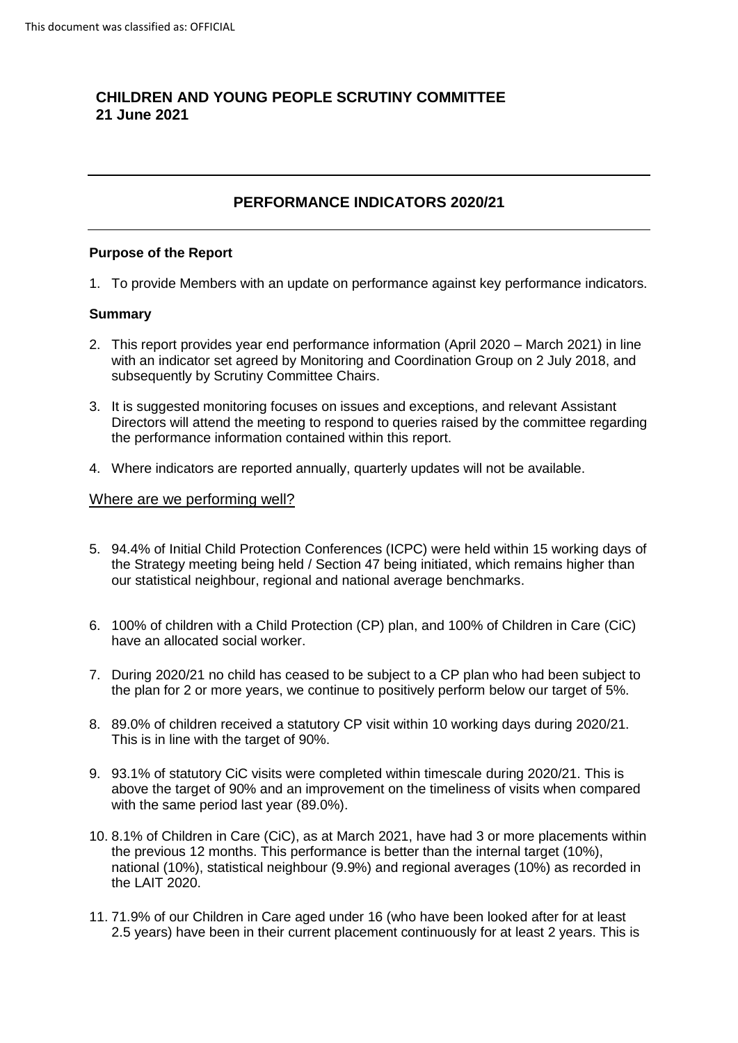This document was classified as: OFFICIAL

**CHILDREN AND YOUNG PEOPLE SCRUTINY COMMITTEE**
**21 June 2021**

---

## PERFORMANCE INDICATORS 2020/21

---

**Purpose of the Report**

1. To provide Members with an update on performance against key performance indicators.

**Summary**

2. This report provides year end performance information (April 2020 – March 2021) in line with an indicator set agreed by Monitoring and Coordination Group on 2 July 2018, and subsequently by Scrutiny Committee Chairs.

3. It is suggested monitoring focuses on issues and exceptions, and relevant Assistant Directors will attend the meeting to respond to queries raised by the committee regarding the performance information contained within this report.

4. Where indicators are reported annually, quarterly updates will not be available.

<u>Where are we performing well?</u>

5. 94.4% of Initial Child Protection Conferences (ICPC) were held within 15 working days of the Strategy meeting being held / Section 47 being initiated, which remains higher than our statistical neighbour, regional and national average benchmarks.

6. 100% of children with a Child Protection (CP) plan, and 100% of Children in Care (CiC) have an allocated social worker.

7. During 2020/21 no child has ceased to be subject to a CP plan who had been subject to the plan for 2 or more years, we continue to positively perform below our target of 5%.

8. 89.0% of children received a statutory CP visit within 10 working days during 2020/21. This is in line with the target of 90%.

9. 93.1% of statutory CiC visits were completed within timescale during 2020/21. This is above the target of 90% and an improvement on the timeliness of visits when compared with the same period last year (89.0%).

10. 8.1% of Children in Care (CiC), as at March 2021, have had 3 or more placements within the previous 12 months. This performance is better than the internal target (10%), national (10%), statistical neighbour (9.9%) and regional averages (10%) as recorded in the LAIT 2020.

11. 71.9% of our Children in Care aged under 16 (who have been looked after for at least 2.5 years) have been in their current placement continuously for at least 2 years. This is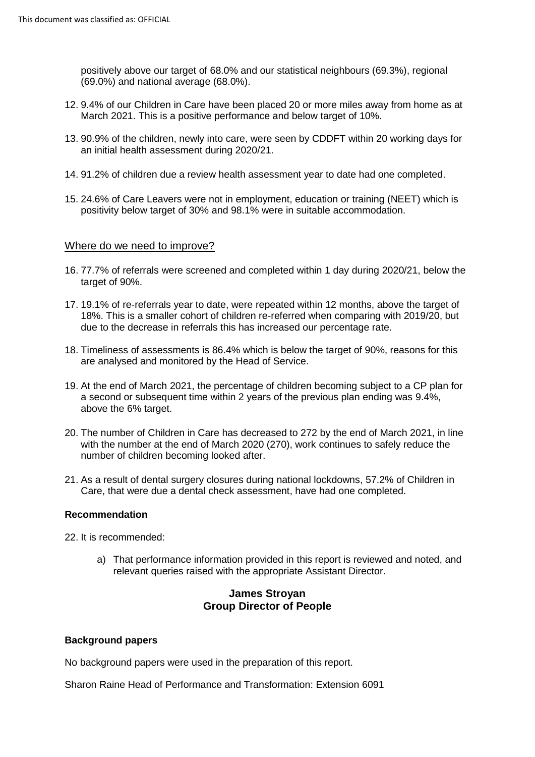positively above our target of 68.0% and our statistical neighbours (69.3%), regional (69.0%) and national average (68.0%).

12. 9.4% of our Children in Care have been placed 20 or more miles away from home as at March 2021. This is a positive performance and below target of 10%.

13. 90.9% of the children, newly into care, were seen by CDDFT within 20 working days for an initial health assessment during 2020/21.

14. 91.2% of children due a review health assessment year to date had one completed.

15. 24.6% of Care Leavers were not in employment, education or training (NEET) which is positivity below target of 30% and 98.1% were in suitable accommodation.

## Where do we need to improve?

16. 77.7% of referrals were screened and completed within 1 day during 2020/21, below the target of 90%.

17. 19.1% of re-referrals year to date, were repeated within 12 months, above the target of 18%. This is a smaller cohort of children re-referred when comparing with 2019/20, but due to the decrease in referrals this has increased our percentage rate.

18. Timeliness of assessments is 86.4% which is below the target of 90%, reasons for this are analysed and monitored by the Head of Service.

19. At the end of March 2021, the percentage of children becoming subject to a CP plan for a second or subsequent time within 2 years of the previous plan ending was 9.4%, above the 6% target.

20. The number of Children in Care has decreased to 272 by the end of March 2021, in line with the number at the end of March 2020 (270), work continues to safely reduce the number of children becoming looked after.

21. As a result of dental surgery closures during national lockdowns, 57.2% of Children in Care, that were due a dental check assessment, have had one completed.

### Recommendation

22. It is recommended:

    a) That performance information provided in this report is reviewed and noted, and relevant queries raised with the appropriate Assistant Director.

**James Stroyan**
**Group Director of People**

### Background papers

No background papers were used in the preparation of this report.

Sharon Raine Head of Performance and Transformation: Extension 6091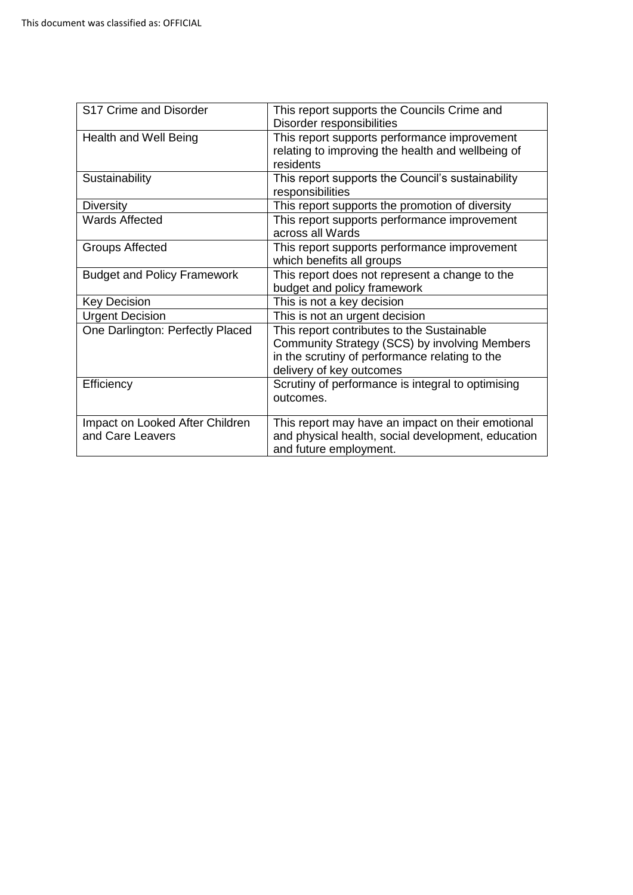| | |
|---|---|
| S17 Crime and Disorder | This report supports the Councils Crime and Disorder responsibilities |
| Health and Well Being | This report supports performance improvement relating to improving the health and wellbeing of residents |
| Sustainability | This report supports the Council's sustainability responsibilities |
| Diversity | This report supports the promotion of diversity |
| Wards Affected | This report supports performance improvement across all Wards |
| Groups Affected | This report supports performance improvement which benefits all groups |
| Budget and Policy Framework | This report does not represent a change to the budget and policy framework |
| Key Decision | This is not a key decision |
| Urgent Decision | This is not an urgent decision |
| One Darlington: Perfectly Placed | This report contributes to the Sustainable Community Strategy (SCS) by involving Members in the scrutiny of performance relating to the delivery of key outcomes |
| Efficiency | Scrutiny of performance is integral to optimising outcomes. |
| Impact on Looked After Children and Care Leavers | This report may have an impact on their emotional and physical health, social development, education and future employment. |